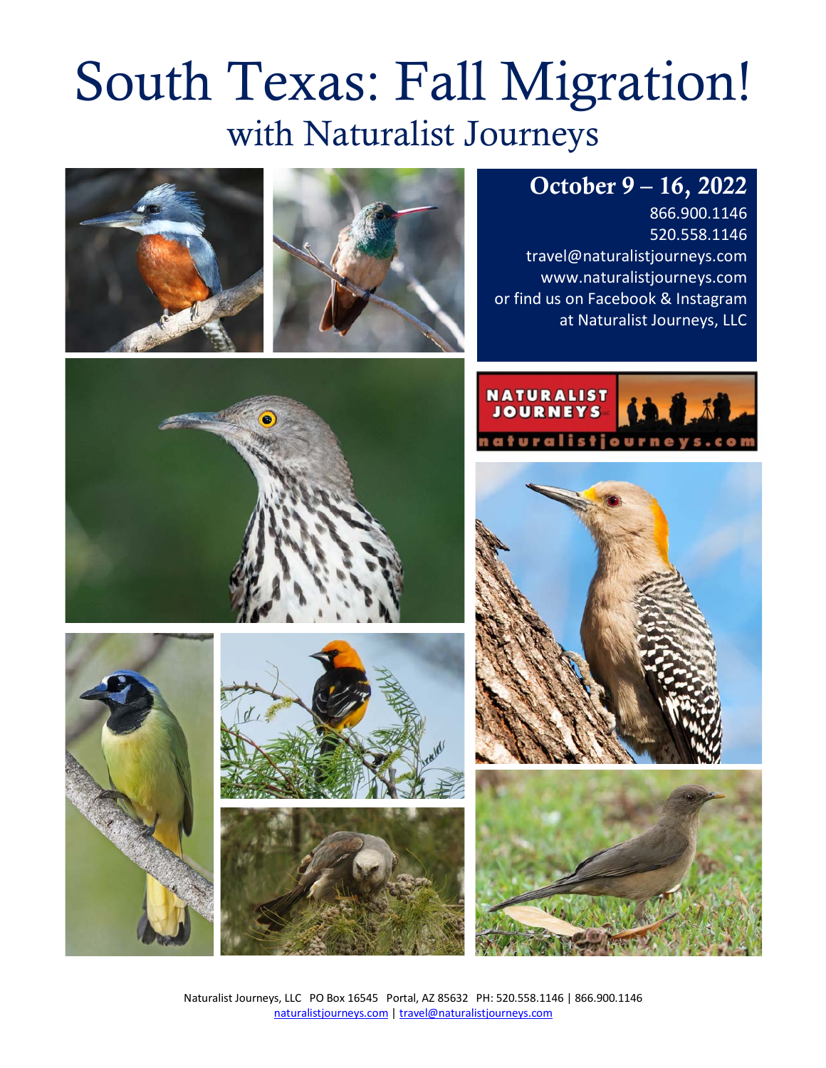# South Texas: Fall Migration!

## with Naturalist Journeys

**October 9 – 16, 2022**

866.900.1146
520.558.1146
travel@naturalistjourneys.com
www.naturalistjourneys.com
or find us on Facebook & Instagram
at Naturalist Journeys, LLC

Naturalist Journeys, LLC PO Box 16545 Portal, AZ 85632 PH: 520.558.1146 | 866.900.1146
naturalistjourneys.com | travel@naturalistjourneys.com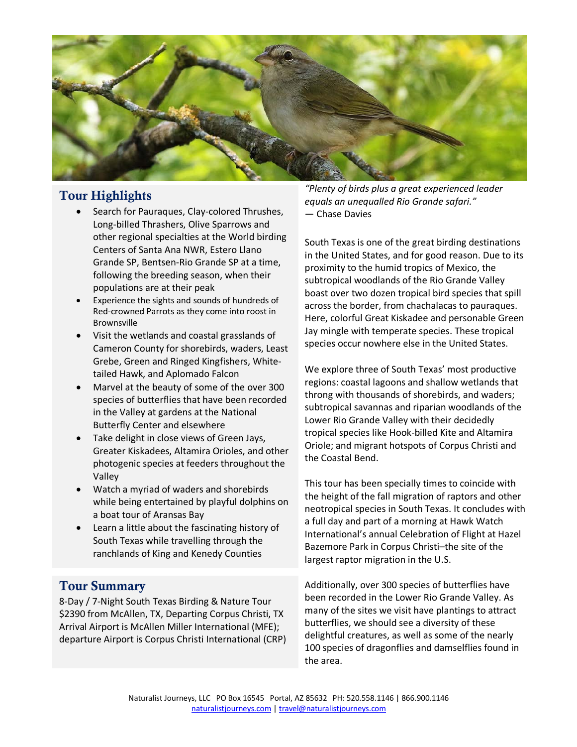## Tour Highlights

- Search for Pauraques, Clay-colored Thrushes, Long-billed Thrashers, Olive Sparrows and other regional specialties at the World birding Centers of Santa Ana NWR, Estero Llano Grande SP, Bentsen-Rio Grande SP at a time, following the breeding season, when their populations are at their peak
- Experience the sights and sounds of hundreds of Red-crowned Parrots as they come into roost in Brownsville
- Visit the wetlands and coastal grasslands of Cameron County for shorebirds, waders, Least Grebe, Green and Ringed Kingfishers, White-tailed Hawk, and Aplomado Falcon
- Marvel at the beauty of some of the over 300 species of butterflies that have been recorded in the Valley at gardens at the National Butterfly Center and elsewhere
- Take delight in close views of Green Jays, Greater Kiskadees, Altamira Orioles, and other photogenic species at feeders throughout the Valley
- Watch a myriad of waders and shorebirds while being entertained by playful dolphins on a boat tour of Aransas Bay
- Learn a little about the fascinating history of South Texas while travelling through the ranchlands of King and Kenedy Counties

## Tour Summary

8-Day / 7-Night South Texas Birding & Nature Tour
$2390 from McAllen, TX, Departing Corpus Christi, TX
Arrival Airport is McAllen Miller International (MFE); departure Airport is Corpus Christi International (CRP)

*"Plenty of birds plus a great experienced leader equals an unequalled Rio Grande safari."*
— Chase Davies

South Texas is one of the great birding destinations in the United States, and for good reason. Due to its proximity to the humid tropics of Mexico, the subtropical woodlands of the Rio Grande Valley boast over two dozen tropical bird species that spill across the border, from chachalacas to pauraques. Here, colorful Great Kiskadee and personable Green Jay mingle with temperate species. These tropical species occur nowhere else in the United States.

We explore three of South Texas' most productive regions: coastal lagoons and shallow wetlands that throng with thousands of shorebirds, and waders; subtropical savannas and riparian woodlands of the Lower Rio Grande Valley with their decidedly tropical species like Hook-billed Kite and Altamira Oriole; and migrant hotspots of Corpus Christi and the Coastal Bend.

This tour has been specially times to coincide with the height of the fall migration of raptors and other neotropical species in South Texas. It concludes with a full day and part of a morning at Hawk Watch International's annual Celebration of Flight at Hazel Bazemore Park in Corpus Christi–the site of the largest raptor migration in the U.S.

Additionally, over 300 species of butterflies have been recorded in the Lower Rio Grande Valley. As many of the sites we visit have plantings to attract butterflies, we should see a diversity of these delightful creatures, as well as some of the nearly 100 species of dragonflies and damselflies found in the area.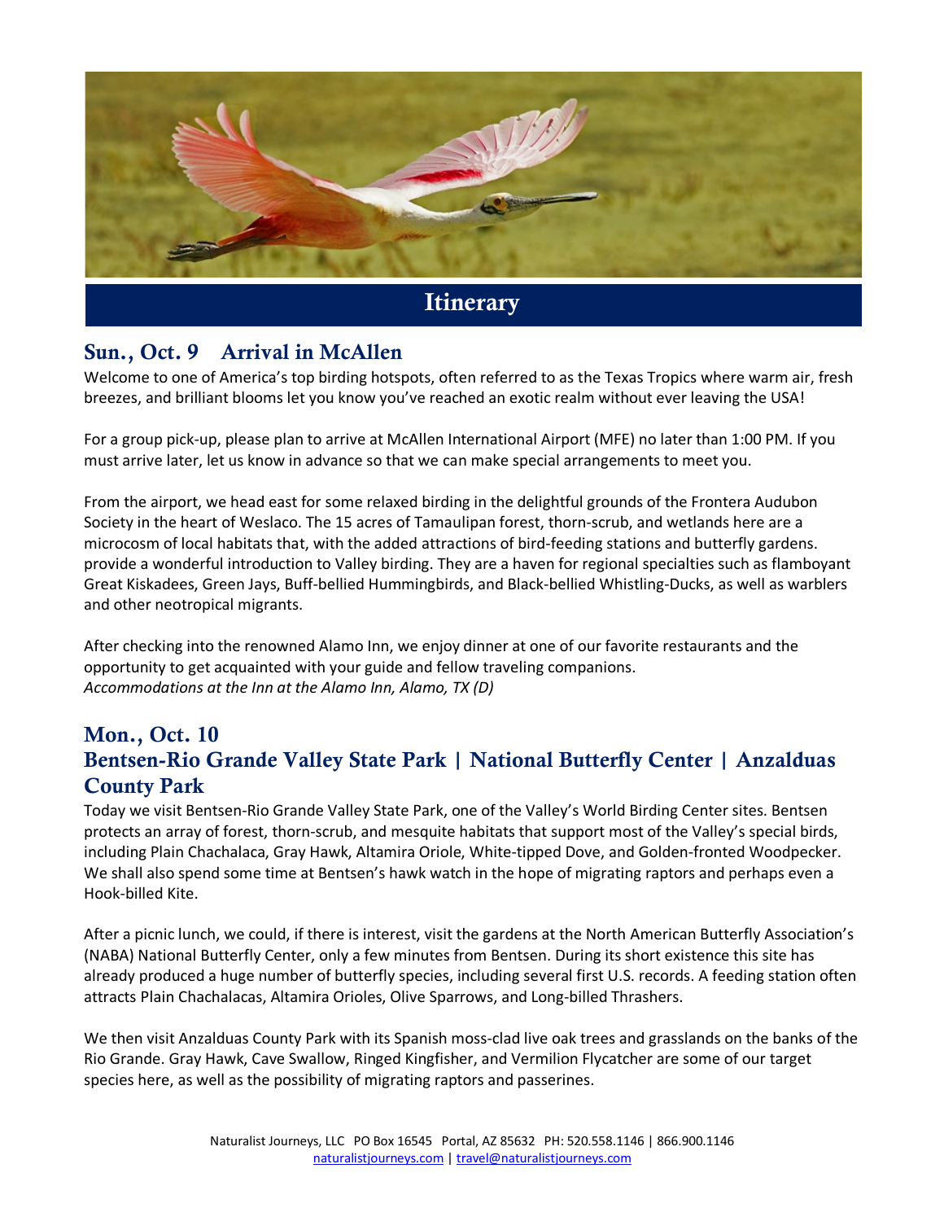# Itinerary

## Sun., Oct. 9 Arrival in McAllen

Welcome to one of America's top birding hotspots, often referred to as the Texas Tropics where warm air, fresh breezes, and brilliant blooms let you know you've reached an exotic realm without ever leaving the USA!

For a group pick-up, please plan to arrive at McAllen International Airport (MFE) no later than 1:00 PM. If you must arrive later, let us know in advance so that we can make special arrangements to meet you.

From the airport, we head east for some relaxed birding in the delightful grounds of the Frontera Audubon Society in the heart of Weslaco. The 15 acres of Tamaulipan forest, thorn-scrub, and wetlands here are a microcosm of local habitats that, with the added attractions of bird-feeding stations and butterfly gardens. provide a wonderful introduction to Valley birding. They are a haven for regional specialties such as flamboyant Great Kiskadees, Green Jays, Buff-bellied Hummingbirds, and Black-bellied Whistling-Ducks, as well as warblers and other neotropical migrants.

After checking into the renowned Alamo Inn, we enjoy dinner at one of our favorite restaurants and the opportunity to get acquainted with your guide and fellow traveling companions.
*Accommodations at the Inn at the Alamo Inn, Alamo, TX (D)*

## Mon., Oct. 10
## Bentsen-Rio Grande Valley State Park | National Butterfly Center | Anzalduas County Park

Today we visit Bentsen-Rio Grande Valley State Park, one of the Valley's World Birding Center sites. Bentsen protects an array of forest, thorn-scrub, and mesquite habitats that support most of the Valley's special birds, including Plain Chachalaca, Gray Hawk, Altamira Oriole, White-tipped Dove, and Golden-fronted Woodpecker. We shall also spend some time at Bentsen's hawk watch in the hope of migrating raptors and perhaps even a Hook-billed Kite.

After a picnic lunch, we could, if there is interest, visit the gardens at the North American Butterfly Association's (NABA) National Butterfly Center, only a few minutes from Bentsen. During its short existence this site has already produced a huge number of butterfly species, including several first U.S. records. A feeding station often attracts Plain Chachalacas, Altamira Orioles, Olive Sparrows, and Long-billed Thrashers.

We then visit Anzalduas County Park with its Spanish moss-clad live oak trees and grasslands on the banks of the Rio Grande. Gray Hawk, Cave Swallow, Ringed Kingfisher, and Vermilion Flycatcher are some of our target species here, as well as the possibility of migrating raptors and passerines.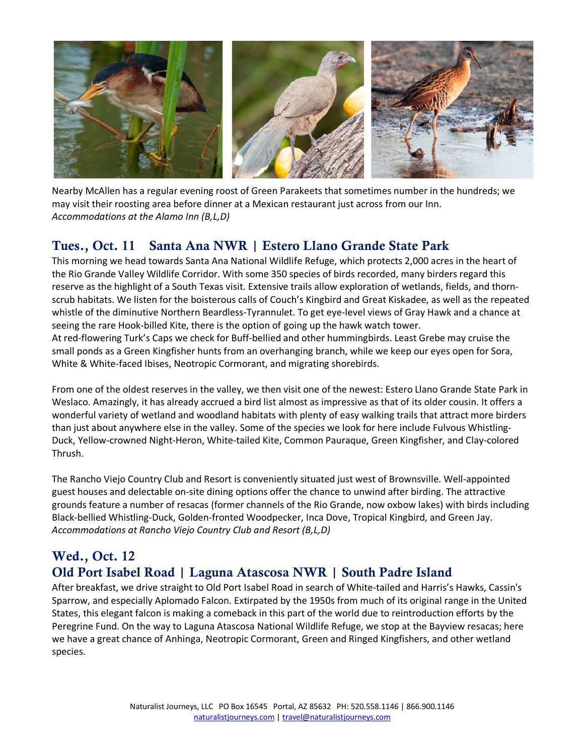Nearby McAllen has a regular evening roost of Green Parakeets that sometimes number in the hundreds; we may visit their roosting area before dinner at a Mexican restaurant just across from our Inn.
*Accommodations at the Alamo Inn (B,L,D)*

## Tues., Oct. 11 Santa Ana NWR | Estero Llano Grande State Park

This morning we head towards Santa Ana National Wildlife Refuge, which protects 2,000 acres in the heart of the Rio Grande Valley Wildlife Corridor. With some 350 species of birds recorded, many birders regard this reserve as the highlight of a South Texas visit. Extensive trails allow exploration of wetlands, fields, and thorn-scrub habitats. We listen for the boisterous calls of Couch's Kingbird and Great Kiskadee, as well as the repeated whistle of the diminutive Northern Beardless-Tyrannulet. To get eye-level views of Gray Hawk and a chance at seeing the rare Hook-billed Kite, there is the option of going up the hawk watch tower.
At red-flowering Turk's Caps we check for Buff-bellied and other hummingbirds. Least Grebe may cruise the small ponds as a Green Kingfisher hunts from an overhanging branch, while we keep our eyes open for Sora, White & White-faced Ibises, Neotropic Cormorant, and migrating shorebirds.

From one of the oldest reserves in the valley, we then visit one of the newest: Estero Llano Grande State Park in Weslaco. Amazingly, it has already accrued a bird list almost as impressive as that of its older cousin. It offers a wonderful variety of wetland and woodland habitats with plenty of easy walking trails that attract more birders than just about anywhere else in the valley. Some of the species we look for here include Fulvous Whistling-Duck, Yellow-crowned Night-Heron, White-tailed Kite, Common Pauraque, Green Kingfisher, and Clay-colored Thrush.

The Rancho Viejo Country Club and Resort is conveniently situated just west of Brownsville. Well-appointed guest houses and delectable on-site dining options offer the chance to unwind after birding. The attractive grounds feature a number of resacas (former channels of the Rio Grande, now oxbow lakes) with birds including Black-bellied Whistling-Duck, Golden-fronted Woodpecker, Inca Dove, Tropical Kingbird, and Green Jay.
*Accommodations at Rancho Viejo Country Club and Resort (B,L,D)*

## Wed., Oct. 12
## Old Port Isabel Road | Laguna Atascosa NWR | South Padre Island

After breakfast, we drive straight to Old Port Isabel Road in search of White-tailed and Harris's Hawks, Cassin's Sparrow, and especially Aplomado Falcon. Extirpated by the 1950s from much of its original range in the United States, this elegant falcon is making a comeback in this part of the world due to reintroduction efforts by the Peregrine Fund. On the way to Laguna Atascosa National Wildlife Refuge, we stop at the Bayview resacas; here we have a great chance of Anhinga, Neotropic Cormorant, Green and Ringed Kingfishers, and other wetland species.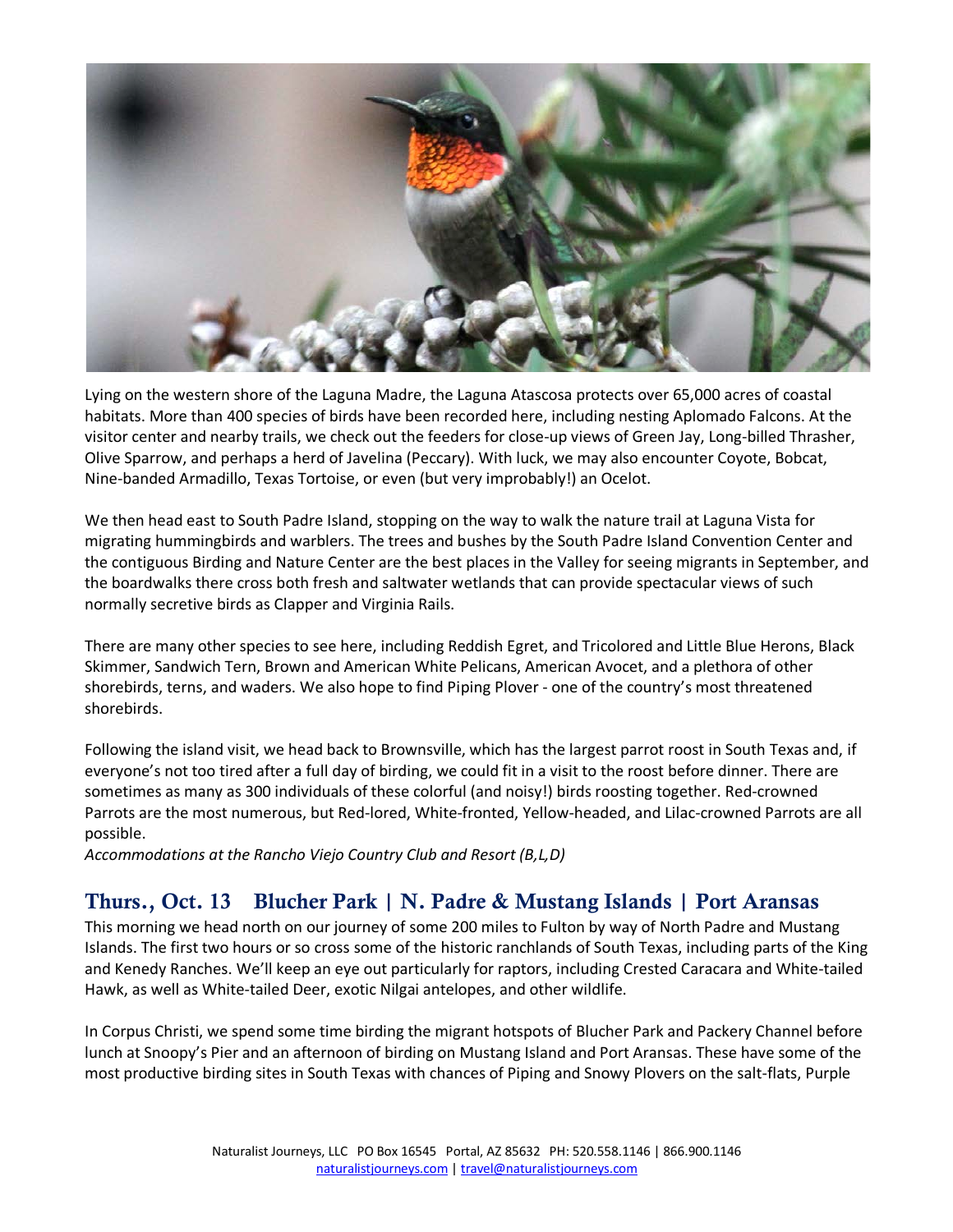Lying on the western shore of the Laguna Madre, the Laguna Atascosa protects over 65,000 acres of coastal habitats. More than 400 species of birds have been recorded here, including nesting Aplomado Falcons. At the visitor center and nearby trails, we check out the feeders for close-up views of Green Jay, Long-billed Thrasher, Olive Sparrow, and perhaps a herd of Javelina (Peccary). With luck, we may also encounter Coyote, Bobcat, Nine-banded Armadillo, Texas Tortoise, or even (but very improbably!) an Ocelot.

We then head east to South Padre Island, stopping on the way to walk the nature trail at Laguna Vista for migrating hummingbirds and warblers. The trees and bushes by the South Padre Island Convention Center and the contiguous Birding and Nature Center are the best places in the Valley for seeing migrants in September, and the boardwalks there cross both fresh and saltwater wetlands that can provide spectacular views of such normally secretive birds as Clapper and Virginia Rails.

There are many other species to see here, including Reddish Egret, and Tricolored and Little Blue Herons, Black Skimmer, Sandwich Tern, Brown and American White Pelicans, American Avocet, and a plethora of other shorebirds, terns, and waders. We also hope to find Piping Plover - one of the country's most threatened shorebirds.

Following the island visit, we head back to Brownsville, which has the largest parrot roost in South Texas and, if everyone's not too tired after a full day of birding, we could fit in a visit to the roost before dinner. There are sometimes as many as 300 individuals of these colorful (and noisy!) birds roosting together. Red-crowned Parrots are the most numerous, but Red-lored, White-fronted, Yellow-headed, and Lilac-crowned Parrots are all possible.

*Accommodations at the Rancho Viejo Country Club and Resort (B,L,D)*

## Thurs., Oct. 13 Blucher Park | N. Padre & Mustang Islands | Port Aransas

This morning we head north on our journey of some 200 miles to Fulton by way of North Padre and Mustang Islands. The first two hours or so cross some of the historic ranchlands of South Texas, including parts of the King and Kenedy Ranches. We'll keep an eye out particularly for raptors, including Crested Caracara and White-tailed Hawk, as well as White-tailed Deer, exotic Nilgai antelopes, and other wildlife.

In Corpus Christi, we spend some time birding the migrant hotspots of Blucher Park and Packery Channel before lunch at Snoopy's Pier and an afternoon of birding on Mustang Island and Port Aransas. These have some of the most productive birding sites in South Texas with chances of Piping and Snowy Plovers on the salt-flats, Purple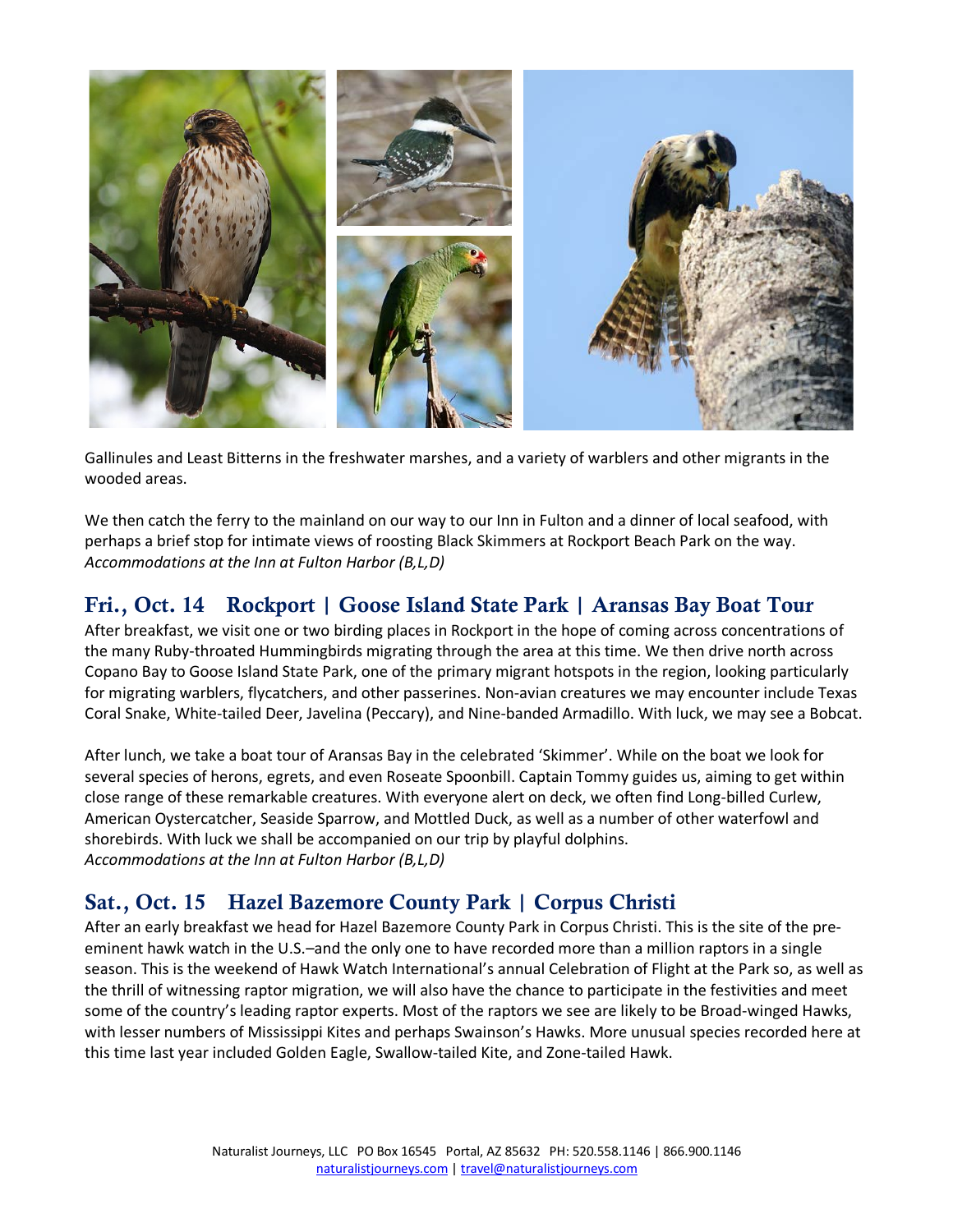Gallinules and Least Bitterns in the freshwater marshes, and a variety of warblers and other migrants in the wooded areas.

We then catch the ferry to the mainland on our way to our Inn in Fulton and a dinner of local seafood, with perhaps a brief stop for intimate views of roosting Black Skimmers at Rockport Beach Park on the way.
*Accommodations at the Inn at Fulton Harbor (B,L,D)*

## Fri., Oct. 14 Rockport | Goose Island State Park | Aransas Bay Boat Tour

After breakfast, we visit one or two birding places in Rockport in the hope of coming across concentrations of the many Ruby-throated Hummingbirds migrating through the area at this time. We then drive north across Copano Bay to Goose Island State Park, one of the primary migrant hotspots in the region, looking particularly for migrating warblers, flycatchers, and other passerines. Non-avian creatures we may encounter include Texas Coral Snake, White-tailed Deer, Javelina (Peccary), and Nine-banded Armadillo. With luck, we may see a Bobcat.

After lunch, we take a boat tour of Aransas Bay in the celebrated 'Skimmer'. While on the boat we look for several species of herons, egrets, and even Roseate Spoonbill. Captain Tommy guides us, aiming to get within close range of these remarkable creatures. With everyone alert on deck, we often find Long-billed Curlew, American Oystercatcher, Seaside Sparrow, and Mottled Duck, as well as a number of other waterfowl and shorebirds. With luck we shall be accompanied on our trip by playful dolphins.
*Accommodations at the Inn at Fulton Harbor (B,L,D)*

## Sat., Oct. 15 Hazel Bazemore County Park | Corpus Christi

After an early breakfast we head for Hazel Bazemore County Park in Corpus Christi. This is the site of the pre-eminent hawk watch in the U.S.–and the only one to have recorded more than a million raptors in a single season. This is the weekend of Hawk Watch International's annual Celebration of Flight at the Park so, as well as the thrill of witnessing raptor migration, we will also have the chance to participate in the festivities and meet some of the country's leading raptor experts. Most of the raptors we see are likely to be Broad-winged Hawks, with lesser numbers of Mississippi Kites and perhaps Swainson's Hawks. More unusual species recorded here at this time last year included Golden Eagle, Swallow-tailed Kite, and Zone-tailed Hawk.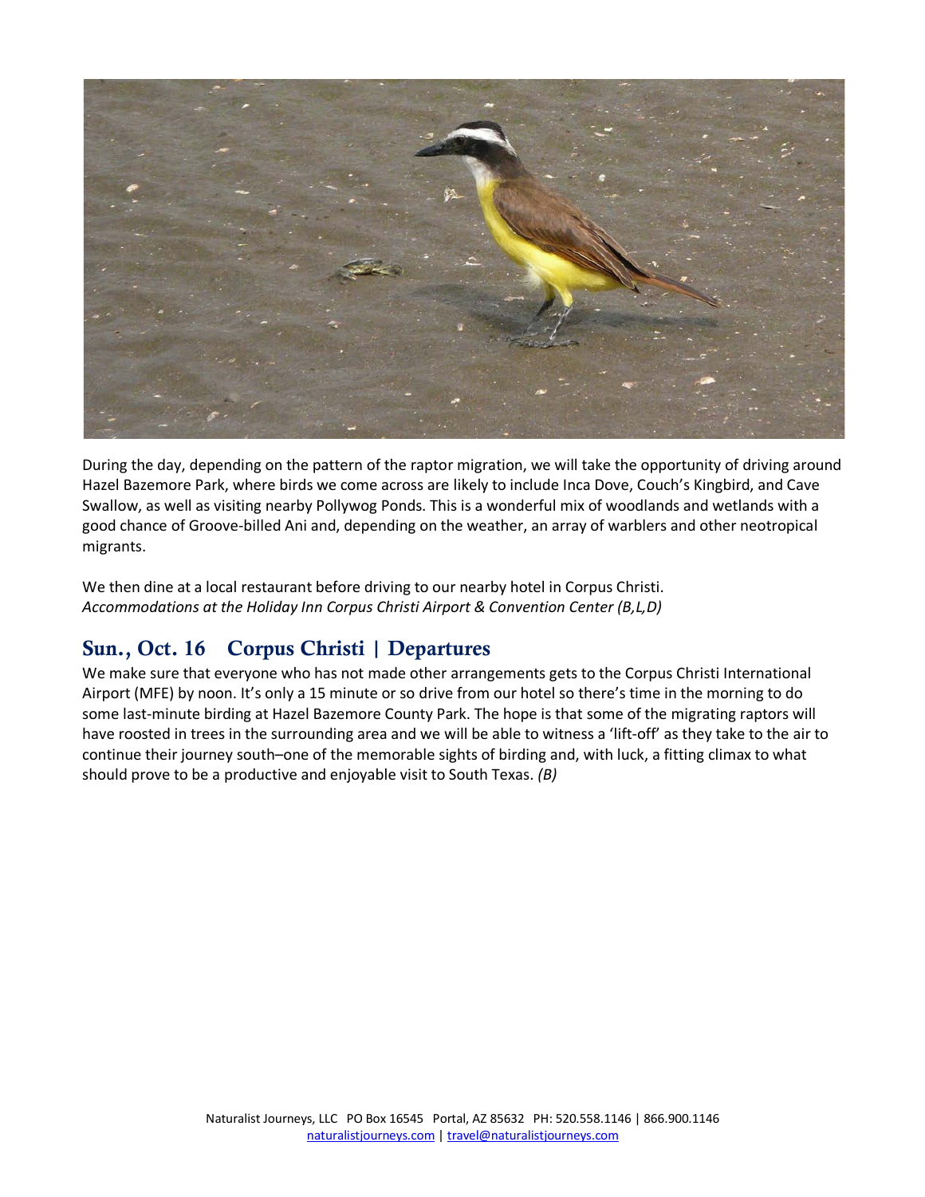During the day, depending on the pattern of the raptor migration, we will take the opportunity of driving around Hazel Bazemore Park, where birds we come across are likely to include Inca Dove, Couch's Kingbird, and Cave Swallow, as well as visiting nearby Pollywog Ponds. This is a wonderful mix of woodlands and wetlands with a good chance of Groove-billed Ani and, depending on the weather, an array of warblers and other neotropical migrants.

We then dine at a local restaurant before driving to our nearby hotel in Corpus Christi.
*Accommodations at the Holiday Inn Corpus Christi Airport & Convention Center (B,L,D)*

## Sun., Oct. 16 Corpus Christi | Departures

We make sure that everyone who has not made other arrangements gets to the Corpus Christi International Airport (MFE) by noon. It's only a 15 minute or so drive from our hotel so there's time in the morning to do some last-minute birding at Hazel Bazemore County Park. The hope is that some of the migrating raptors will have roosted in trees in the surrounding area and we will be able to witness a 'lift-off' as they take to the air to continue their journey south–one of the memorable sights of birding and, with luck, a fitting climax to what should prove to be a productive and enjoyable visit to South Texas. *(B)*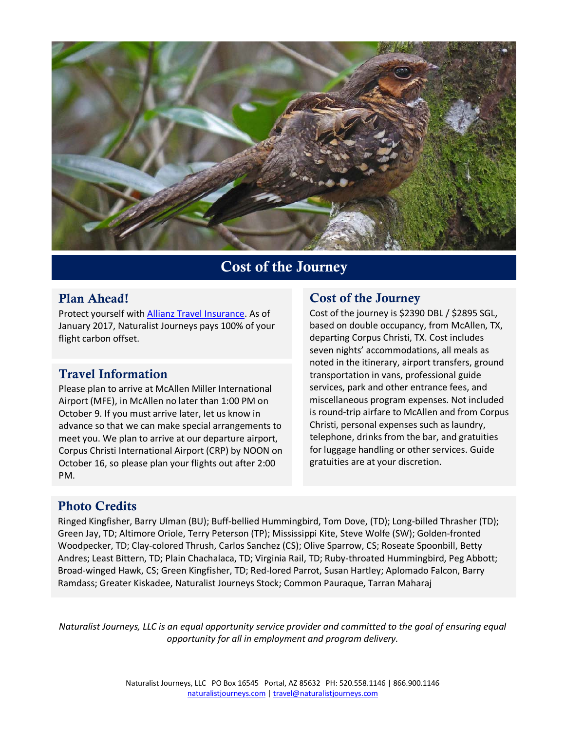# Cost of the Journey

## Plan Ahead!

Protect yourself with [Allianz Travel Insurance](). As of January 2017, Naturalist Journeys pays 100% of your flight carbon offset.

## Travel Information

Please plan to arrive at McAllen Miller International Airport (MFE), in McAllen no later than 1:00 PM on October 9. If you must arrive later, let us know in advance so that we can make special arrangements to meet you. We plan to arrive at our departure airport, Corpus Christi International Airport (CRP) by NOON on October 16, so please plan your flights out after 2:00 PM.

## Cost of the Journey

Cost of the journey is $2390 DBL / $2895 SGL, based on double occupancy, from McAllen, TX, departing Corpus Christi, TX. Cost includes seven nights' accommodations, all meals as noted in the itinerary, airport transfers, ground transportation in vans, professional guide services, park and other entrance fees, and miscellaneous program expenses. Not included is round-trip airfare to McAllen and from Corpus Christi, personal expenses such as laundry, telephone, drinks from the bar, and gratuities for luggage handling or other services. Guide gratuities are at your discretion.

## Photo Credits

Ringed Kingfisher, Barry Ulman (BU); Buff-bellied Hummingbird, Tom Dove, (TD); Long-billed Thrasher (TD); Green Jay, TD; Altimore Oriole, Terry Peterson (TP); Mississippi Kite, Steve Wolfe (SW); Golden-fronted Woodpecker, TD; Clay-colored Thrush, Carlos Sanchez (CS); Olive Sparrow, CS; Roseate Spoonbill, Betty Andres; Least Bittern, TD; Plain Chachalaca, TD; Virginia Rail, TD; Ruby-throated Hummingbird, Peg Abbott; Broad-winged Hawk, CS; Green Kingfisher, TD; Red-lored Parrot, Susan Hartley; Aplomado Falcon, Barry Ramdass; Greater Kiskadee, Naturalist Journeys Stock; Common Pauraque, Tarran Maharaj

*Naturalist Journeys, LLC is an equal opportunity service provider and committed to the goal of ensuring equal opportunity for all in employment and program delivery.*

Naturalist Journeys, LLC PO Box 16545 Portal, AZ 85632 PH: 520.558.1146 | 866.900.1146
naturalistjourneys.com | travel@naturalistjourneys.com